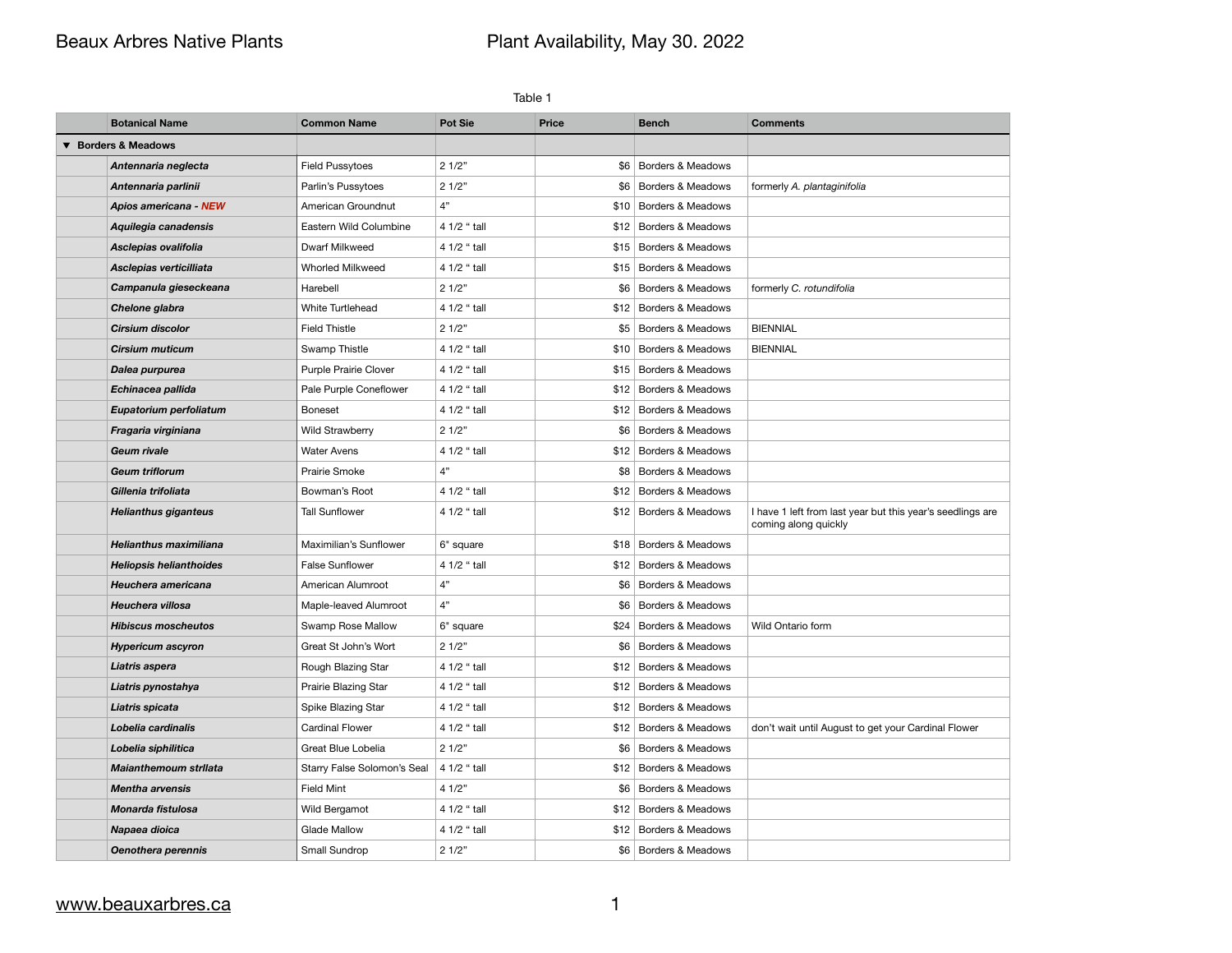# Beaux Arbres Native Plants

## Plant Availability, May 30. 2022

Table 1

| | Botanical Name | Common Name | Pot Sie | Price | Bench | Comments |
|---|---|---|---|---|---|---|
| ▼ Borders & Meadows | | | | | | |
| | ***Antennaria neglecta*** | Field Pussytoes | 2 1/2" | $6 | Borders & Meadows | |
| | ***Antennaria parlinii*** | Parlin's Pussytoes | 2 1/2" | $6 | Borders & Meadows | formerly *A. plantaginifolia* |
| | ***Apios americana* - *NEW*** | American Groundnut | 4" | $10 | Borders & Meadows | |
| | ***Aquilegia canadensis*** | Eastern Wild Columbine | 4 1/2 " tall | $12 | Borders & Meadows | |
| | ***Asclepias ovalifolia*** | Dwarf Milkweed | 4 1/2 " tall | $15 | Borders & Meadows | |
| | ***Asclepias verticilliata*** | Whorled Milkweed | 4 1/2 " tall | $15 | Borders & Meadows | |
| | ***Campanula gieseckeana*** | Harebell | 2 1/2" | $6 | Borders & Meadows | formerly *C. rotundifolia* |
| | ***Chelone glabra*** | White Turtlehead | 4 1/2 " tall | $12 | Borders & Meadows | |
| | ***Cirsium discolor*** | Field Thistle | 2 1/2" | $5 | Borders & Meadows | BIENNIAL |
| | ***Cirsium muticum*** | Swamp Thistle | 4 1/2 " tall | $10 | Borders & Meadows | BIENNIAL |
| | ***Dalea purpurea*** | Purple Prairie Clover | 4 1/2 " tall | $15 | Borders & Meadows | |
| | ***Echinacea pallida*** | Pale Purple Coneflower | 4 1/2 " tall | $12 | Borders & Meadows | |
| | ***Eupatorium perfoliatum*** | Boneset | 4 1/2 " tall | $12 | Borders & Meadows | |
| | ***Fragaria virginiana*** | Wild Strawberry | 2 1/2" | $6 | Borders & Meadows | |
| | ***Geum rivale*** | Water Avens | 4 1/2 " tall | $12 | Borders & Meadows | |
| | ***Geum triflorum*** | Prairie Smoke | 4" | $8 | Borders & Meadows | |
| | ***Gillenia trifoliata*** | Bowman's Root | 4 1/2 " tall | $12 | Borders & Meadows | |
| | ***Helianthus giganteus*** | Tall Sunflower | 4 1/2 " tall | $12 | Borders & Meadows | I have 1 left from last year but this year's seedlings are coming along quickly |
| | ***Helianthus maximiliana*** | Maximilian's Sunflower | 6" square | $18 | Borders & Meadows | |
| | ***Heliopsis helianthoides*** | False Sunflower | 4 1/2 " tall | $12 | Borders & Meadows | |
| | ***Heuchera americana*** | American Alumroot | 4" | $6 | Borders & Meadows | |
| | ***Heuchera villosa*** | Maple-leaved Alumroot | 4" | $6 | Borders & Meadows | |
| | ***Hibiscus moscheutos*** | Swamp Rose Mallow | 6" square | $24 | Borders & Meadows | Wild Ontario form |
| | ***Hypericum ascyron*** | Great St John's Wort | 2 1/2" | $6 | Borders & Meadows | |
| | ***Liatris aspera*** | Rough Blazing Star | 4 1/2 " tall | $12 | Borders & Meadows | |
| | ***Liatris pynostahya*** | Prairie Blazing Star | 4 1/2 " tall | $12 | Borders & Meadows | |
| | ***Liatris spicata*** | Spike Blazing Star | 4 1/2 " tall | $12 | Borders & Meadows | |
| | ***Lobelia cardinalis*** | Cardinal Flower | 4 1/2 " tall | $12 | Borders & Meadows | don't wait until August to get your Cardinal Flower |
| | ***Lobelia siphilitica*** | Great Blue Lobelia | 2 1/2" | $6 | Borders & Meadows | |
| | ***Maianthemoum strllata*** | Starry False Solomon's Seal | 4 1/2 " tall | $12 | Borders & Meadows | |
| | ***Mentha arvensis*** | Field Mint | 4 1/2" | $6 | Borders & Meadows | |
| | ***Monarda fistulosa*** | Wild Bergamot | 4 1/2 " tall | $12 | Borders & Meadows | |
| | ***Napaea dioica*** | Glade Mallow | 4 1/2 " tall | $12 | Borders & Meadows | |
| | ***Oenothera perennis*** | Small Sundrop | 2 1/2" | $6 | Borders & Meadows | |

www.beauxarbres.ca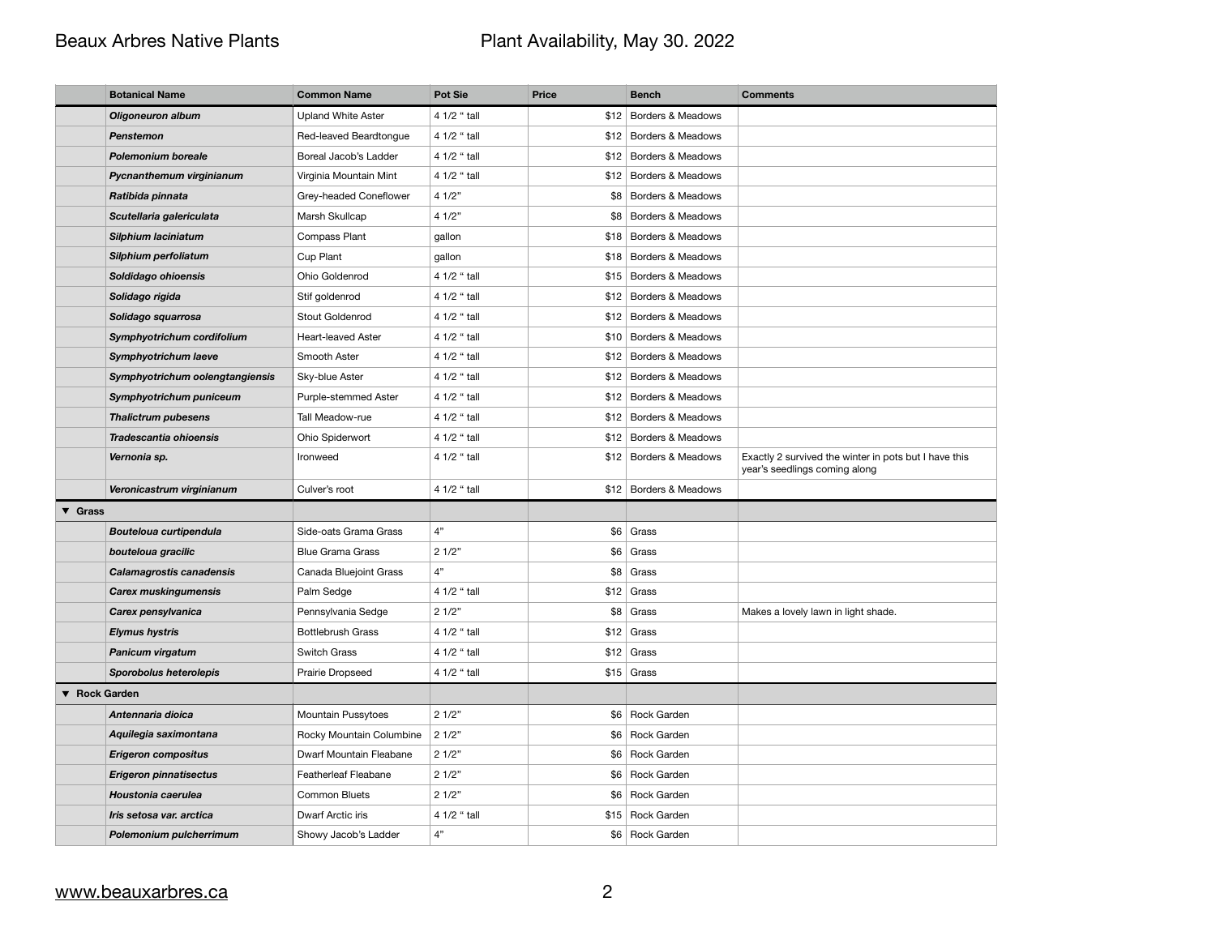| | Botanical Name | Common Name | Pot Sie | Price | Bench | Comments |
|---|---|---|---|---|---|---|
| | ***Oligoneuron album*** | Upland White Aster | 4 1/2 " tall | $12 | Borders & Meadows | |
| | ***Penstemon*** | Red-leaved Beardtongue | 4 1/2 " tall | $12 | Borders & Meadows | |
| | ***Polemonium boreale*** | Boreal Jacob's Ladder | 4 1/2 " tall | $12 | Borders & Meadows | |
| | ***Pycnanthemum virginianum*** | Virginia Mountain Mint | 4 1/2 " tall | $12 | Borders & Meadows | |
| | ***Ratibida pinnata*** | Grey-headed Coneflower | 4 1/2" | $8 | Borders & Meadows | |
| | ***Scutellaria galericulata*** | Marsh Skullcap | 4 1/2" | $8 | Borders & Meadows | |
| | ***Silphium laciniatum*** | Compass Plant | gallon | $18 | Borders & Meadows | |
| | ***Silphium perfoliatum*** | Cup Plant | gallon | $18 | Borders & Meadows | |
| | ***Soldidago ohioensis*** | Ohio Goldenrod | 4 1/2 " tall | $15 | Borders & Meadows | |
| | ***Solidago rigida*** | Stif goldenrod | 4 1/2 " tall | $12 | Borders & Meadows | |
| | ***Solidago squarrosa*** | Stout Goldenrod | 4 1/2 " tall | $12 | Borders & Meadows | |
| | ***Symphyotrichum cordifolium*** | Heart-leaved Aster | 4 1/2 " tall | $10 | Borders & Meadows | |
| | ***Symphyotrichum laeve*** | Smooth Aster | 4 1/2 " tall | $12 | Borders & Meadows | |
| | ***Symphyotrichum oolengtangiensis*** | Sky-blue Aster | 4 1/2 " tall | $12 | Borders & Meadows | |
| | ***Symphyotrichum puniceum*** | Purple-stemmed Aster | 4 1/2 " tall | $12 | Borders & Meadows | |
| | ***Thalictrum pubesens*** | Tall Meadow-rue | 4 1/2 " tall | $12 | Borders & Meadows | |
| | ***Tradescantia ohioensis*** | Ohio Spiderwort | 4 1/2 " tall | $12 | Borders & Meadows | |
| | ***Vernonia sp.*** | Ironweed | 4 1/2 " tall | $12 | Borders & Meadows | Exactly 2 survived the winter in pots but I have this year's seedlings coming along |
| | ***Veronicastrum virginianum*** | Culver's root | 4 1/2 " tall | $12 | Borders & Meadows | |
| **▼ Grass** | | | | | | |
| | ***Bouteloua curtipendula*** | Side-oats Grama Grass | 4" | $6 | Grass | |
| | ***bouteloua gracilic*** | Blue Grama Grass | 2 1/2" | $6 | Grass | |
| | ***Calamagrostis canadensis*** | Canada Bluejoint Grass | 4" | $8 | Grass | |
| | ***Carex muskingumensis*** | Palm Sedge | 4 1/2 " tall | $12 | Grass | |
| | ***Carex pensylvanica*** | Pennsylvania Sedge | 2 1/2" | $8 | Grass | Makes a lovely lawn in light shade. |
| | ***Elymus hystris*** | Bottlebrush Grass | 4 1/2 " tall | $12 | Grass | |
| | ***Panicum virgatum*** | Switch Grass | 4 1/2 " tall | $12 | Grass | |
| | ***Sporobolus heterolepis*** | Prairie Dropseed | 4 1/2 " tall | $15 | Grass | |
| **▼ Rock Garden** | | | | | | |
| | ***Antennaria dioica*** | Mountain Pussytoes | 2 1/2" | $6 | Rock Garden | |
| | ***Aquilegia saximontana*** | Rocky Mountain Columbine | 2 1/2" | $6 | Rock Garden | |
| | ***Erigeron compositus*** | Dwarf Mountain Fleabane | 2 1/2" | $6 | Rock Garden | |
| | ***Erigeron pinnatisectus*** | Featherleaf Fleabane | 2 1/2" | $6 | Rock Garden | |
| | ***Houstonia caerulea*** | Common Bluets | 2 1/2" | $6 | Rock Garden | |
| | ***Iris setosa var. arctica*** | Dwarf Arctic iris | 4 1/2 " tall | $15 | Rock Garden | |
| | ***Polemonium pulcherrimum*** | Showy Jacob's Ladder | 4" | $6 | Rock Garden | |

www.beauxarbres.ca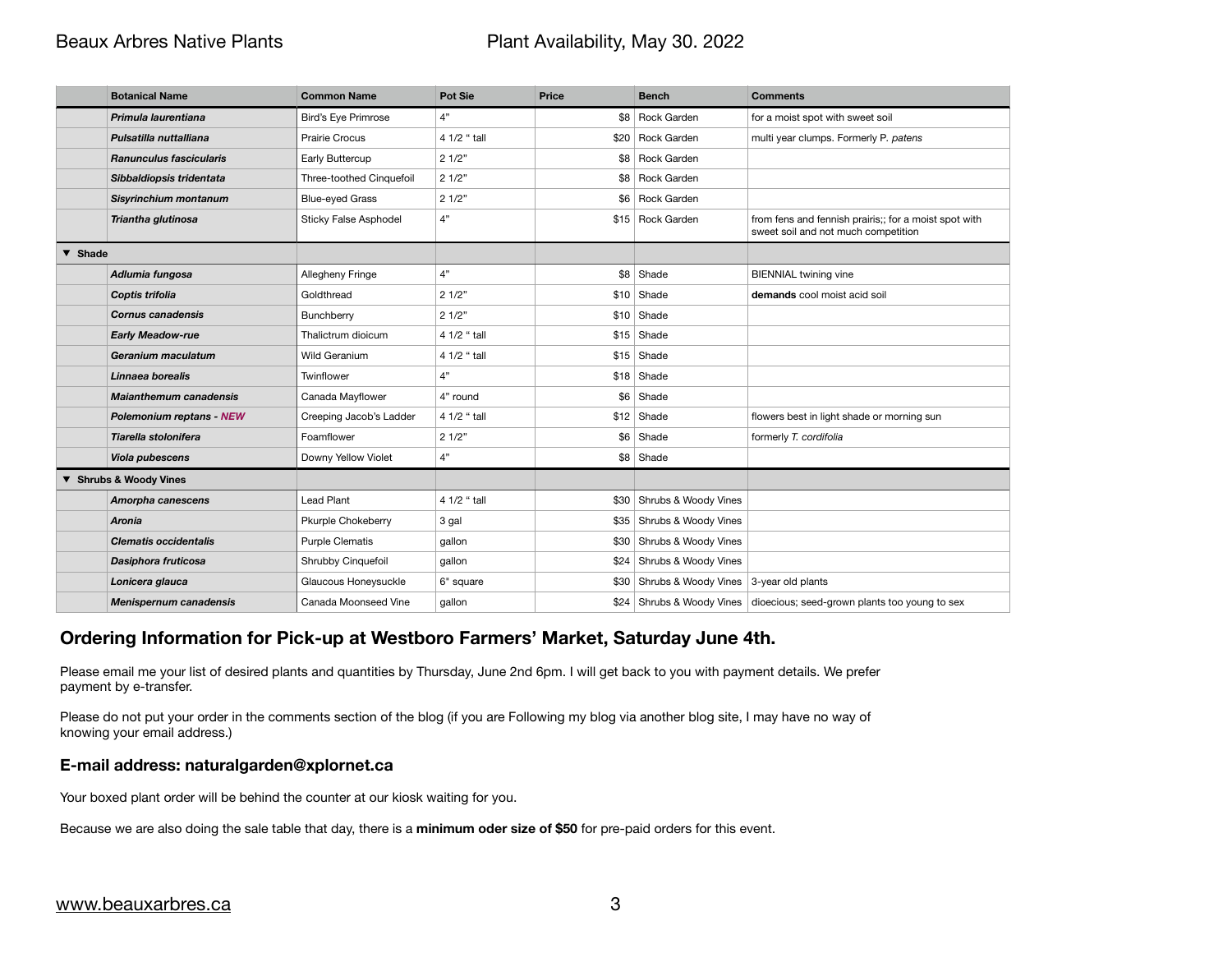| | Botanical Name | Common Name | Pot Sie | Price | Bench | Comments |
|---|---|---|---|---|---|---|
| | ***Primula laurentiana*** | Bird's Eye Primrose | 4" | $8 | Rock Garden | for a moist spot with sweet soil |
| | ***Pulsatilla nuttalliana*** | Prairie Crocus | 4 1/2 " tall | $20 | Rock Garden | multi year clumps. Formerly P. *patens* |
| | ***Ranunculus fascicularis*** | Early Buttercup | 2 1/2" | $8 | Rock Garden | |
| | ***Sibbaldiopsis tridentata*** | Three-toothed Cinquefoil | 2 1/2" | $8 | Rock Garden | |
| | ***Sisyrinchium montanum*** | Blue-eyed Grass | 2 1/2" | $6 | Rock Garden | |
| | ***Triantha glutinosa*** | Sticky False Asphodel | 4" | $15 | Rock Garden | from fens and fennish prairis;; for a moist spot with sweet soil and not much competition |
| **▼ Shade** | | | | | | |
| | ***Adlumia fungosa*** | Allegheny Fringe | 4" | $8 | Shade | BIENNIAL twining vine |
| | ***Coptis trifolia*** | Goldthread | 2 1/2" | $10 | Shade | **demands** cool moist acid soil |
| | ***Cornus canadensis*** | Bunchberry | 2 1/2" | $10 | Shade | |
| | ***Early Meadow-rue*** | Thalictrum dioicum | 4 1/2 " tall | $15 | Shade | |
| | ***Geranium maculatum*** | Wild Geranium | 4 1/2 " tall | $15 | Shade | |
| | ***Linnaea borealis*** | Twinflower | 4" | $18 | Shade | |
| | ***Maianthemum canadensis*** | Canada Mayflower | 4" round | $6 | Shade | |
| | ***Polemonium reptans - NEW*** | Creeping Jacob's Ladder | 4 1/2 " tall | $12 | Shade | flowers best in light shade or morning sun |
| | ***Tiarella stolonifera*** | Foamflower | 2 1/2" | $6 | Shade | formerly *T. cordifolia* |
| | ***Viola pubescens*** | Downy Yellow Violet | 4" | $8 | Shade | |
| **▼ Shrubs & Woody Vines** | | | | | | |
| | ***Amorpha canescens*** | Lead Plant | 4 1/2 " tall | $30 | Shrubs & Woody Vines | |
| | ***Aronia*** | Pkurple Chokeberry | 3 gal | $35 | Shrubs & Woody Vines | |
| | ***Clematis occidentalis*** | Purple Clematis | gallon | $30 | Shrubs & Woody Vines | |
| | ***Dasiphora fruticosa*** | Shrubby Cinquefoil | gallon | $24 | Shrubs & Woody Vines | |
| | ***Lonicera glauca*** | Glaucous Honeysuckle | 6" square | $30 | Shrubs & Woody Vines | 3-year old plants |
| | ***Menispernum canadensis*** | Canada Moonseed Vine | gallon | $24 | Shrubs & Woody Vines | dioecious; seed-grown plants too young to sex |

## Ordering Information for Pick-up at Westboro Farmers' Market, Saturday June 4th.

Please email me your list of desired plants and quantities by Thursday, June 2nd 6pm. I will get back to you with payment details. We prefer payment by e-transfer.

Please do not put your order in the comments section of the blog (if you are Following my blog via another blog site, I may have no way of knowing your email address.)

### E-mail address: naturalgarden@xplornet.ca

Your boxed plant order will be behind the counter at our kiosk waiting for you.

Because we are also doing the sale table that day, there is a **minimum oder size of $50** for pre-paid orders for this event.

www.beauxarbres.ca